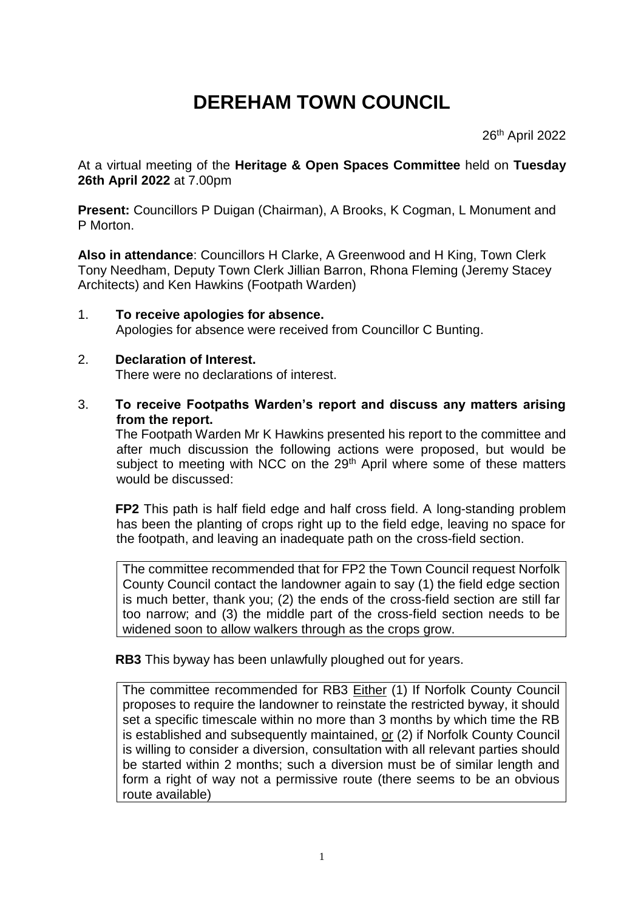# DEREHAM TOWN COUNCIL

26th April 2022

At a virtual meeting of the **Heritage & Open Spaces Committee** held on **Tuesday 26th April 2022** at 7.00pm

**Present:** Councillors P Duigan (Chairman), A Brooks, K Cogman, L Monument and P Morton.

**Also in attendance**: Councillors H Clarke, A Greenwood and H King, Town Clerk Tony Needham, Deputy Town Clerk Jillian Barron, Rhona Fleming (Jeremy Stacey Architects) and Ken Hawkins (Footpath Warden)

1. **To receive apologies for absence.**
   Apologies for absence were received from Councillor C Bunting.

2. **Declaration of Interest.**
   There were no declarations of interest.

3. **To receive Footpaths Warden's report and discuss any matters arising from the report.**
   The Footpath Warden Mr K Hawkins presented his report to the committee and after much discussion the following actions were proposed, but would be subject to meeting with NCC on the 29th April where some of these matters would be discussed:

   **FP2** This path is half field edge and half cross field. A long-standing problem has been the planting of crops right up to the field edge, leaving no space for the footpath, and leaving an inadequate path on the cross-field section.

   > The committee recommended that for FP2 the Town Council request Norfolk County Council contact the landowner again to say (1) the field edge section is much better, thank you; (2) the ends of the cross-field section are still far too narrow; and (3) the middle part of the cross-field section needs to be widened soon to allow walkers through as the crops grow.

   **RB3** This byway has been unlawfully ploughed out for years.

   > The committee recommended for RB3 Either (1) If Norfolk County Council proposes to require the landowner to reinstate the restricted byway, it should set a specific timescale within no more than 3 months by which time the RB is established and subsequently maintained, or (2) if Norfolk County Council is willing to consider a diversion, consultation with all relevant parties should be started within 2 months; such a diversion must be of similar length and form a right of way not a permissive route (there seems to be an obvious route available)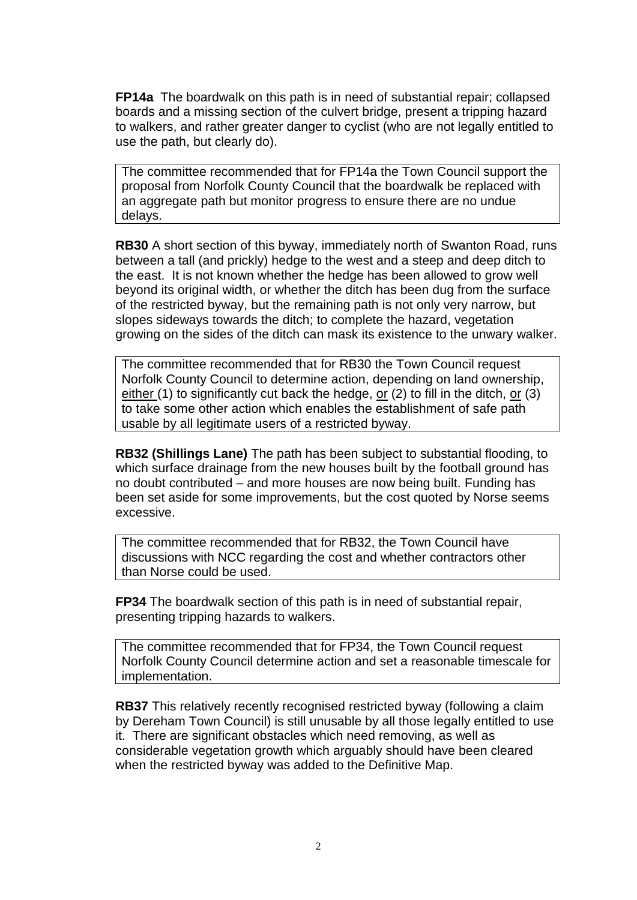**FP14a** The boardwalk on this path is in need of substantial repair; collapsed boards and a missing section of the culvert bridge, present a tripping hazard to walkers, and rather greater danger to cyclist (who are not legally entitled to use the path, but clearly do).

> The committee recommended that for FP14a the Town Council support the proposal from Norfolk County Council that the boardwalk be replaced with an aggregate path but monitor progress to ensure there are no undue delays.

**RB30** A short section of this byway, immediately north of Swanton Road, runs between a tall (and prickly) hedge to the west and a steep and deep ditch to the east. It is not known whether the hedge has been allowed to grow well beyond its original width, or whether the ditch has been dug from the surface of the restricted byway, but the remaining path is not only very narrow, but slopes sideways towards the ditch; to complete the hazard, vegetation growing on the sides of the ditch can mask its existence to the unwary walker.

> The committee recommended that for RB30 the Town Council request Norfolk County Council to determine action, depending on land ownership, <u>either</u> (1) to significantly cut back the hedge, <u>or</u> (2) to fill in the ditch, <u>or</u> (3) to take some other action which enables the establishment of safe path usable by all legitimate users of a restricted byway.

**RB32 (Shillings Lane)** The path has been subject to substantial flooding, to which surface drainage from the new houses built by the football ground has no doubt contributed – and more houses are now being built. Funding has been set aside for some improvements, but the cost quoted by Norse seems excessive.

> The committee recommended that for RB32, the Town Council have discussions with NCC regarding the cost and whether contractors other than Norse could be used.

**FP34** The boardwalk section of this path is in need of substantial repair, presenting tripping hazards to walkers.

> The committee recommended that for FP34, the Town Council request Norfolk County Council determine action and set a reasonable timescale for implementation.

**RB37** This relatively recently recognised restricted byway (following a claim by Dereham Town Council) is still unusable by all those legally entitled to use it. There are significant obstacles which need removing, as well as considerable vegetation growth which arguably should have been cleared when the restricted byway was added to the Definitive Map.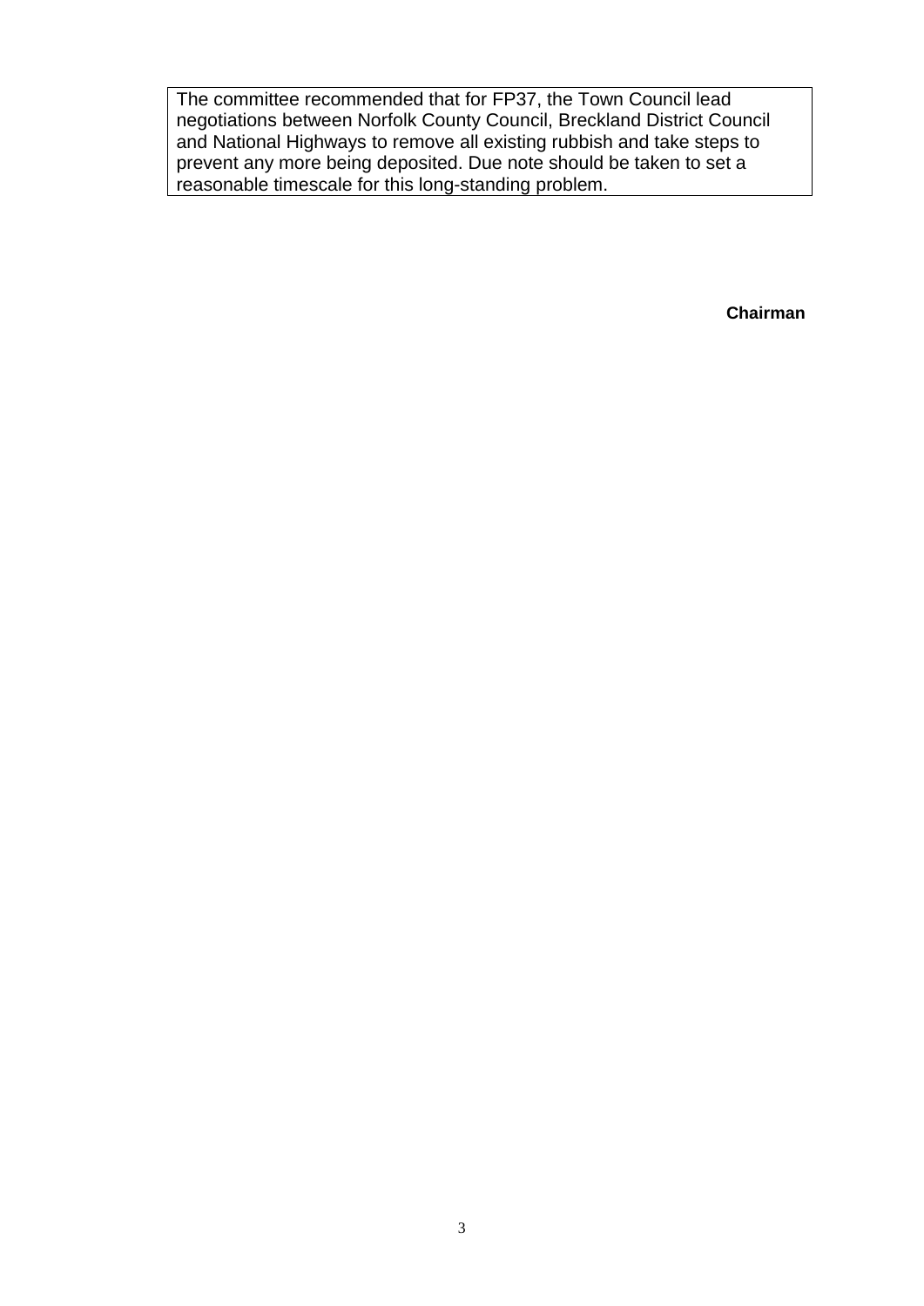The committee recommended that for FP37, the Town Council lead negotiations between Norfolk County Council, Breckland District Council and National Highways to remove all existing rubbish and take steps to prevent any more being deposited. Due note should be taken to set a reasonable timescale for this long-standing problem.

**Chairman**